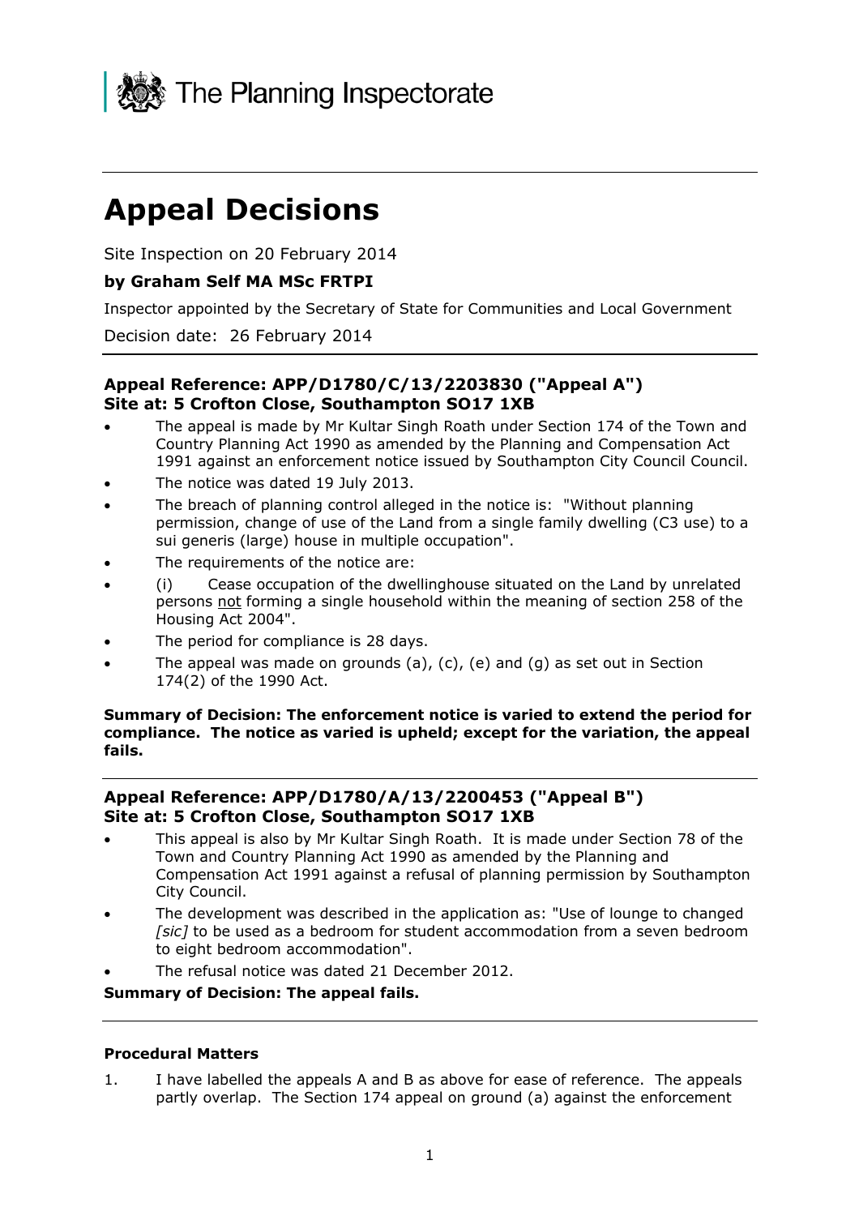The Planning Inspectorate

# Appeal Decisions

Site Inspection on 20 February 2014

**by Graham Self MA MSc FRTPI**

Inspector appointed by the Secretary of State for Communities and Local Government

Decision date: 26 February 2014

**Appeal Reference: APP/D1780/C/13/2203830 ("Appeal A")**
**Site at: 5 Crofton Close, Southampton SO17 1XB**

- The appeal is made by Mr Kultar Singh Roath under Section 174 of the Town and Country Planning Act 1990 as amended by the Planning and Compensation Act 1991 against an enforcement notice issued by Southampton City Council Council.
- The notice was dated 19 July 2013.
- The breach of planning control alleged in the notice is: "Without planning permission, change of use of the Land from a single family dwelling (C3 use) to a sui generis (large) house in multiple occupation".
- The requirements of the notice are:
- (i) Cease occupation of the dwellinghouse situated on the Land by unrelated persons not forming a single household within the meaning of section 258 of the Housing Act 2004".
- The period for compliance is 28 days.
- The appeal was made on grounds (a), (c), (e) and (g) as set out in Section 174(2) of the 1990 Act.

**Summary of Decision: The enforcement notice is varied to extend the period for compliance. The notice as varied is upheld; except for the variation, the appeal fails.**

**Appeal Reference: APP/D1780/A/13/2200453 ("Appeal B")**
**Site at: 5 Crofton Close, Southampton SO17 1XB**

- This appeal is also by Mr Kultar Singh Roath. It is made under Section 78 of the Town and Country Planning Act 1990 as amended by the Planning and Compensation Act 1991 against a refusal of planning permission by Southampton City Council.
- The development was described in the application as: "Use of lounge to changed *[sic]* to be used as a bedroom for student accommodation from a seven bedroom to eight bedroom accommodation".
- The refusal notice was dated 21 December 2012.

**Summary of Decision: The appeal fails.**

**Procedural Matters**

1. I have labelled the appeals A and B as above for ease of reference. The appeals partly overlap. The Section 174 appeal on ground (a) against the enforcement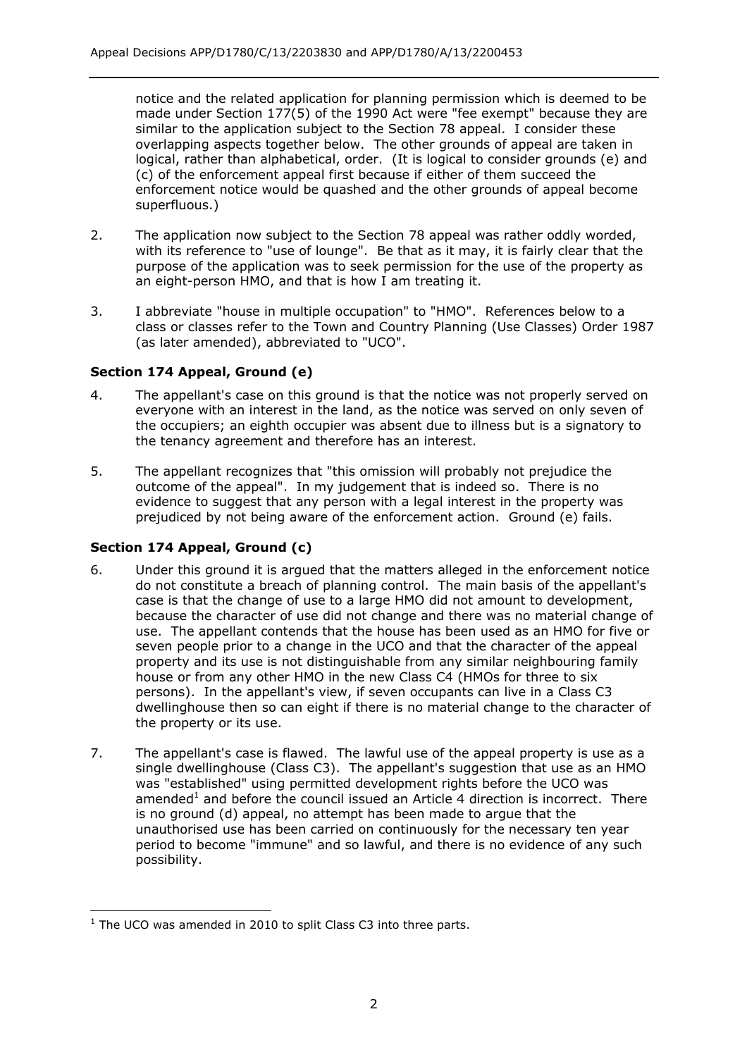notice and the related application for planning permission which is deemed to be made under Section 177(5) of the 1990 Act were "fee exempt" because they are similar to the application subject to the Section 78 appeal. I consider these overlapping aspects together below. The other grounds of appeal are taken in logical, rather than alphabetical, order. (It is logical to consider grounds (e) and (c) of the enforcement appeal first because if either of them succeed the enforcement notice would be quashed and the other grounds of appeal become superfluous.)

2. The application now subject to the Section 78 appeal was rather oddly worded, with its reference to "use of lounge". Be that as it may, it is fairly clear that the purpose of the application was to seek permission for the use of the property as an eight-person HMO, and that is how I am treating it.

3. I abbreviate "house in multiple occupation" to "HMO". References below to a class or classes refer to the Town and Country Planning (Use Classes) Order 1987 (as later amended), abbreviated to "UCO".

### Section 174 Appeal, Ground (e)

4. The appellant's case on this ground is that the notice was not properly served on everyone with an interest in the land, as the notice was served on only seven of the occupiers; an eighth occupier was absent due to illness but is a signatory to the tenancy agreement and therefore has an interest.

5. The appellant recognizes that "this omission will probably not prejudice the outcome of the appeal". In my judgement that is indeed so. There is no evidence to suggest that any person with a legal interest in the property was prejudiced by not being aware of the enforcement action. Ground (e) fails.

### Section 174 Appeal, Ground (c)

6. Under this ground it is argued that the matters alleged in the enforcement notice do not constitute a breach of planning control. The main basis of the appellant's case is that the change of use to a large HMO did not amount to development, because the character of use did not change and there was no material change of use. The appellant contends that the house has been used as an HMO for five or seven people prior to a change in the UCO and that the character of the appeal property and its use is not distinguishable from any similar neighbouring family house or from any other HMO in the new Class C4 (HMOs for three to six persons). In the appellant's view, if seven occupants can live in a Class C3 dwellinghouse then so can eight if there is no material change to the character of the property or its use.

7. The appellant's case is flawed. The lawful use of the appeal property is use as a single dwellinghouse (Class C3). The appellant's suggestion that use as an HMO was "established" using permitted development rights before the UCO was amended[1] and before the council issued an Article 4 direction is incorrect. There is no ground (d) appeal, no attempt has been made to argue that the unauthorised use has been carried on continuously for the necessary ten year period to become "immune" and so lawful, and there is no evidence of any such possibility.

---

[1] The UCO was amended in 2010 to split Class C3 into three parts.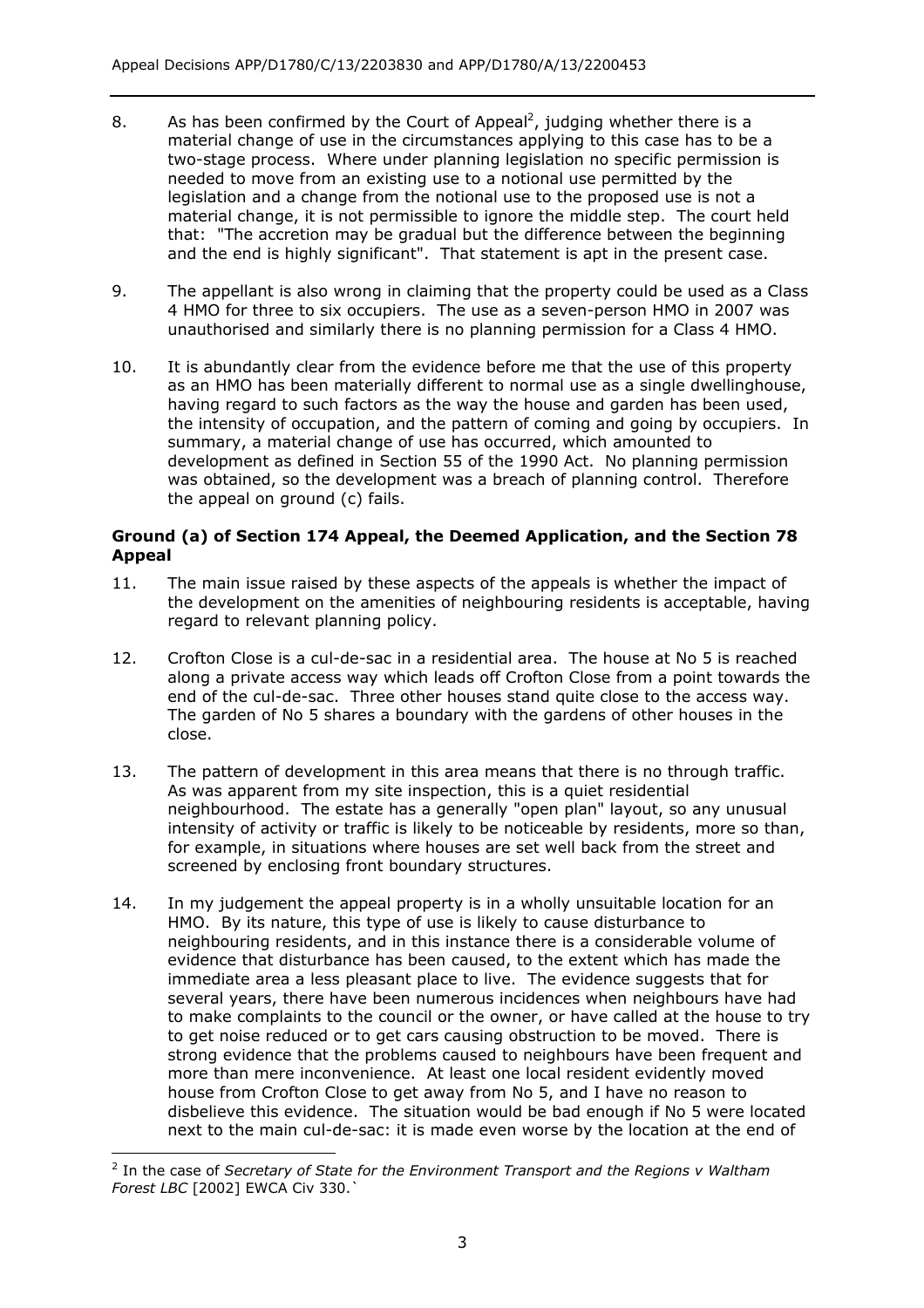8. As has been confirmed by the Court of Appeal[2], judging whether there is a material change of use in the circumstances applying to this case has to be a two-stage process. Where under planning legislation no specific permission is needed to move from an existing use to a notional use permitted by the legislation and a change from the notional use to the proposed use is not a material change, it is not permissible to ignore the middle step. The court held that: "The accretion may be gradual but the difference between the beginning and the end is highly significant". That statement is apt in the present case.

9. The appellant is also wrong in claiming that the property could be used as a Class 4 HMO for three to six occupiers. The use as a seven-person HMO in 2007 was unauthorised and similarly there is no planning permission for a Class 4 HMO.

10. It is abundantly clear from the evidence before me that the use of this property as an HMO has been materially different to normal use as a single dwellinghouse, having regard to such factors as the way the house and garden has been used, the intensity of occupation, and the pattern of coming and going by occupiers. In summary, a material change of use has occurred, which amounted to development as defined in Section 55 of the 1990 Act. No planning permission was obtained, so the development was a breach of planning control. Therefore the appeal on ground (c) fails.

**Ground (a) of Section 174 Appeal, the Deemed Application, and the Section 78 Appeal**

11. The main issue raised by these aspects of the appeals is whether the impact of the development on the amenities of neighbouring residents is acceptable, having regard to relevant planning policy.

12. Crofton Close is a cul-de-sac in a residential area. The house at No 5 is reached along a private access way which leads off Crofton Close from a point towards the end of the cul-de-sac. Three other houses stand quite close to the access way. The garden of No 5 shares a boundary with the gardens of other houses in the close.

13. The pattern of development in this area means that there is no through traffic. As was apparent from my site inspection, this is a quiet residential neighbourhood. The estate has a generally "open plan" layout, so any unusual intensity of activity or traffic is likely to be noticeable by residents, more so than, for example, in situations where houses are set well back from the street and screened by enclosing front boundary structures.

14. In my judgement the appeal property is in a wholly unsuitable location for an HMO. By its nature, this type of use is likely to cause disturbance to neighbouring residents, and in this instance there is a considerable volume of evidence that disturbance has been caused, to the extent which has made the immediate area a less pleasant place to live. The evidence suggests that for several years, there have been numerous incidences when neighbours have had to make complaints to the council or the owner, or have called at the house to try to get noise reduced or to get cars causing obstruction to be moved. There is strong evidence that the problems caused to neighbours have been frequent and more than mere inconvenience. At least one local resident evidently moved house from Crofton Close to get away from No 5, and I have no reason to disbelieve this evidence. The situation would be bad enough if No 5 were located next to the main cul-de-sac: it is made even worse by the location at the end of

[2] In the case of *Secretary of State for the Environment Transport and the Regions v Waltham Forest LBC* [2002] EWCA Civ 330.`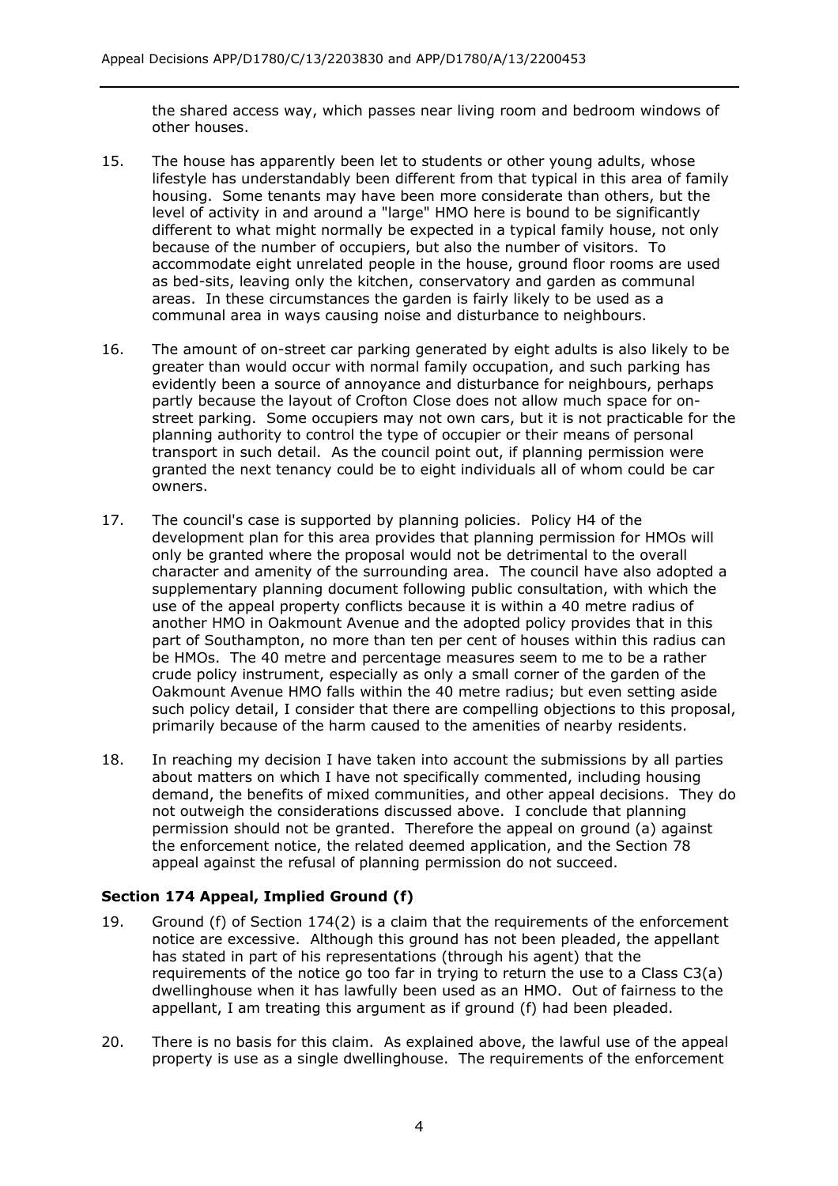the shared access way, which passes near living room and bedroom windows of other houses.

15. The house has apparently been let to students or other young adults, whose lifestyle has understandably been different from that typical in this area of family housing. Some tenants may have been more considerate than others, but the level of activity in and around a "large" HMO here is bound to be significantly different to what might normally be expected in a typical family house, not only because of the number of occupiers, but also the number of visitors. To accommodate eight unrelated people in the house, ground floor rooms are used as bed-sits, leaving only the kitchen, conservatory and garden as communal areas. In these circumstances the garden is fairly likely to be used as a communal area in ways causing noise and disturbance to neighbours.

16. The amount of on-street car parking generated by eight adults is also likely to be greater than would occur with normal family occupation, and such parking has evidently been a source of annoyance and disturbance for neighbours, perhaps partly because the layout of Crofton Close does not allow much space for on-street parking. Some occupiers may not own cars, but it is not practicable for the planning authority to control the type of occupier or their means of personal transport in such detail. As the council point out, if planning permission were granted the next tenancy could be to eight individuals all of whom could be car owners.

17. The council's case is supported by planning policies. Policy H4 of the development plan for this area provides that planning permission for HMOs will only be granted where the proposal would not be detrimental to the overall character and amenity of the surrounding area. The council have also adopted a supplementary planning document following public consultation, with which the use of the appeal property conflicts because it is within a 40 metre radius of another HMO in Oakmount Avenue and the adopted policy provides that in this part of Southampton, no more than ten per cent of houses within this radius can be HMOs. The 40 metre and percentage measures seem to me to be a rather crude policy instrument, especially as only a small corner of the garden of the Oakmount Avenue HMO falls within the 40 metre radius; but even setting aside such policy detail, I consider that there are compelling objections to this proposal, primarily because of the harm caused to the amenities of nearby residents.

18. In reaching my decision I have taken into account the submissions by all parties about matters on which I have not specifically commented, including housing demand, the benefits of mixed communities, and other appeal decisions. They do not outweigh the considerations discussed above. I conclude that planning permission should not be granted. Therefore the appeal on ground (a) against the enforcement notice, the related deemed application, and the Section 78 appeal against the refusal of planning permission do not succeed.

### Section 174 Appeal, Implied Ground (f)

19. Ground (f) of Section 174(2) is a claim that the requirements of the enforcement notice are excessive. Although this ground has not been pleaded, the appellant has stated in part of his representations (through his agent) that the requirements of the notice go too far in trying to return the use to a Class C3(a) dwellinghouse when it has lawfully been used as an HMO. Out of fairness to the appellant, I am treating this argument as if ground (f) had been pleaded.

20. There is no basis for this claim. As explained above, the lawful use of the appeal property is use as a single dwellinghouse. The requirements of the enforcement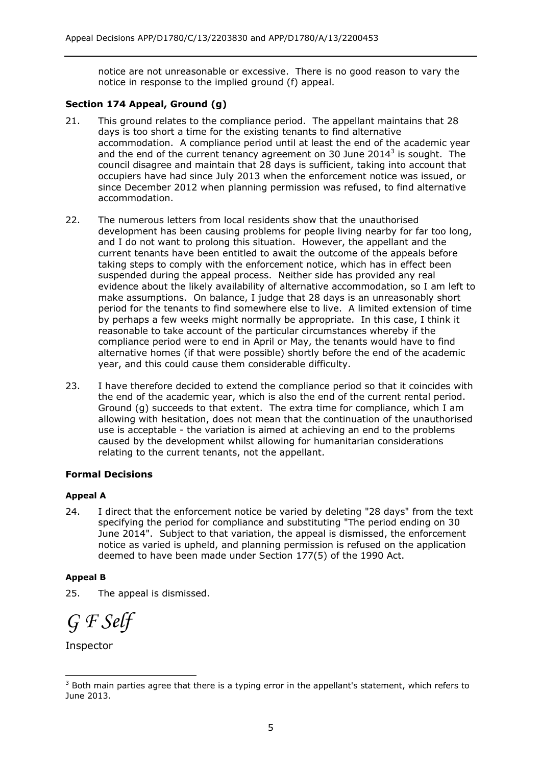notice are not unreasonable or excessive. There is no good reason to vary the notice in response to the implied ground (f) appeal.

### Section 174 Appeal, Ground (g)

21. This ground relates to the compliance period. The appellant maintains that 28 days is too short a time for the existing tenants to find alternative accommodation. A compliance period until at least the end of the academic year and the end of the current tenancy agreement on 30 June 2014[3] is sought. The council disagree and maintain that 28 days is sufficient, taking into account that occupiers have had since July 2013 when the enforcement notice was issued, or since December 2012 when planning permission was refused, to find alternative accommodation.

22. The numerous letters from local residents show that the unauthorised development has been causing problems for people living nearby for far too long, and I do not want to prolong this situation. However, the appellant and the current tenants have been entitled to await the outcome of the appeals before taking steps to comply with the enforcement notice, which has in effect been suspended during the appeal process. Neither side has provided any real evidence about the likely availability of alternative accommodation, so I am left to make assumptions. On balance, I judge that 28 days is an unreasonably short period for the tenants to find somewhere else to live. A limited extension of time by perhaps a few weeks might normally be appropriate. In this case, I think it reasonable to take account of the particular circumstances whereby if the compliance period were to end in April or May, the tenants would have to find alternative homes (if that were possible) shortly before the end of the academic year, and this could cause them considerable difficulty.

23. I have therefore decided to extend the compliance period so that it coincides with the end of the academic year, which is also the end of the current rental period. Ground (g) succeeds to that extent. The extra time for compliance, which I am allowing with hesitation, does not mean that the continuation of the unauthorised use is acceptable - the variation is aimed at achieving an end to the problems caused by the development whilst allowing for humanitarian considerations relating to the current tenants, not the appellant.

### Formal Decisions

#### Appeal A

24. I direct that the enforcement notice be varied by deleting "28 days" from the text specifying the period for compliance and substituting "The period ending on 30 June 2014". Subject to that variation, the appeal is dismissed, the enforcement notice as varied is upheld, and planning permission is refused on the application deemed to have been made under Section 177(5) of the 1990 Act.

#### Appeal B

25. The appeal is dismissed.

*G F Self*

Inspector

---

[3] Both main parties agree that there is a typing error in the appellant's statement, which refers to June 2013.